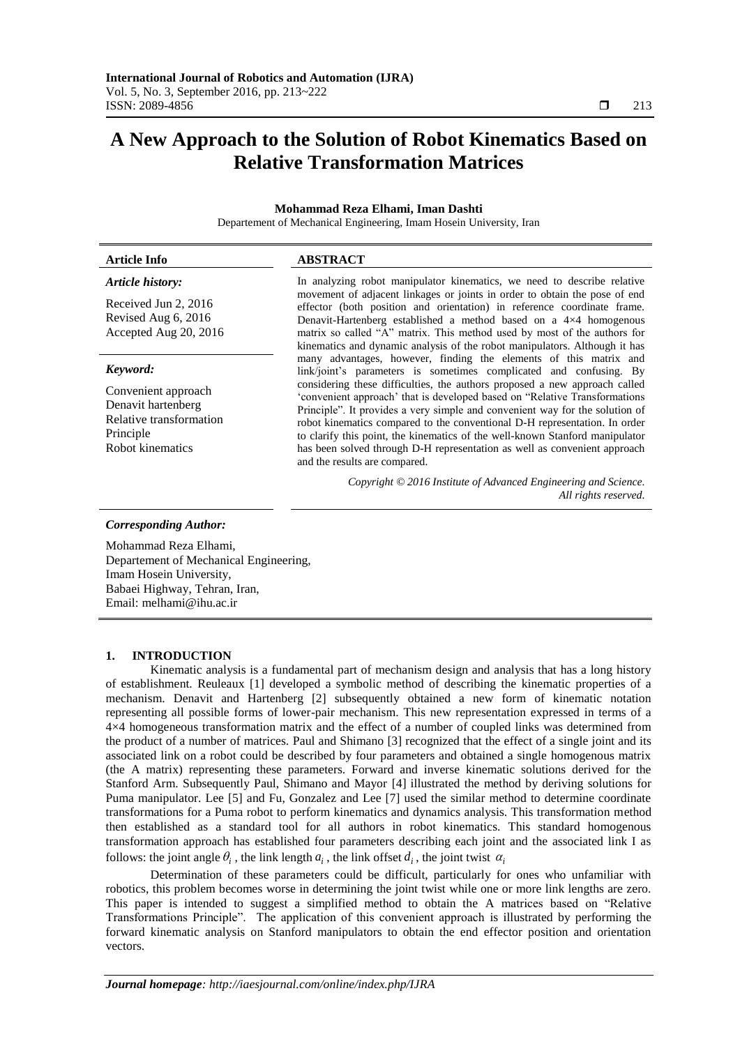# A New Approach to the Solution of Robot Kinematics Based on Relative Transformation Matrices

**Mohammad Reza Elhami, Iman Dashti**

Departement of Mechanical Engineering, Imam Hosein University, Iran

| **Article Info** | **ABSTRACT** |
|---|---|
| ***Article history:*** <br> Received Jun 2, 2016 <br> Revised Aug 6, 2016 <br> Accepted Aug 20, 2016 <br><br> ***Keyword:*** <br> Convenient approach <br> Denavit hartenberg <br> Relative transformation <br> Principle <br> Robot kinematics | In analyzing robot manipulator kinematics, we need to describe relative movement of adjacent linkages or joints in order to obtain the pose of end effector (both position and orientation) in reference coordinate frame. Denavit-Hartenberg established a method based on a 4×4 homogenous matrix so called "A" matrix. This method used by most of the authors for kinematics and dynamic analysis of the robot manipulators. Although it has many advantages, however, finding the elements of this matrix and link/joint's parameters is sometimes complicated and confusing. By considering these difficulties, the authors proposed a new approach called 'convenient approach' that is developed based on "Relative Transformations Principle". It provides a very simple and convenient way for the solution of robot kinematics compared to the conventional D-H representation. In order to clarify this point, the kinematics of the well-known Stanford manipulator has been solved through D-H representation as well as convenient approach and the results are compared. <br><br> *Copyright © 2016 Institute of Advanced Engineering and Science. All rights reserved.* |

***Corresponding Author:***

Mohammad Reza Elhami,
Departement of Mechanical Engineering,
Imam Hosein University,
Babaei Highway, Tehran, Iran,
Email: melhami@ihu.ac.ir

## 1. INTRODUCTION

Kinematic analysis is a fundamental part of mechanism design and analysis that has a long history of establishment. Reuleaux [1] developed a symbolic method of describing the kinematic properties of a mechanism. Denavit and Hartenberg [2] subsequently obtained a new form of kinematic notation representing all possible forms of lower-pair mechanism. This new representation expressed in terms of a 4×4 homogeneous transformation matrix and the effect of a number of coupled links was determined from the product of a number of matrices. Paul and Shimano [3] recognized that the effect of a single joint and its associated link on a robot could be described by four parameters and obtained a single homogenous matrix (the A matrix) representing these parameters. Forward and inverse kinematic solutions derived for the Stanford Arm. Subsequently Paul, Shimano and Mayor [4] illustrated the method by deriving solutions for Puma manipulator. Lee [5] and Fu, Gonzalez and Lee [7] used the similar method to determine coordinate transformations for a Puma robot to perform kinematics and dynamics analysis. This transformation method then established as a standard tool for all authors in robot kinematics. This standard homogenous transformation approach has established four parameters describing each joint and the associated link I as follows: the joint angle $\theta_i$, the link length $a_i$, the link offset $d_i$, the joint twist $\alpha_i$

Determination of these parameters could be difficult, particularly for ones who unfamiliar with robotics, this problem becomes worse in determining the joint twist while one or more link lengths are zero. This paper is intended to suggest a simplified method to obtain the A matrices based on "Relative Transformations Principle". The application of this convenient approach is illustrated by performing the forward kinematic analysis on Stanford manipulators to obtain the end effector position and orientation vectors.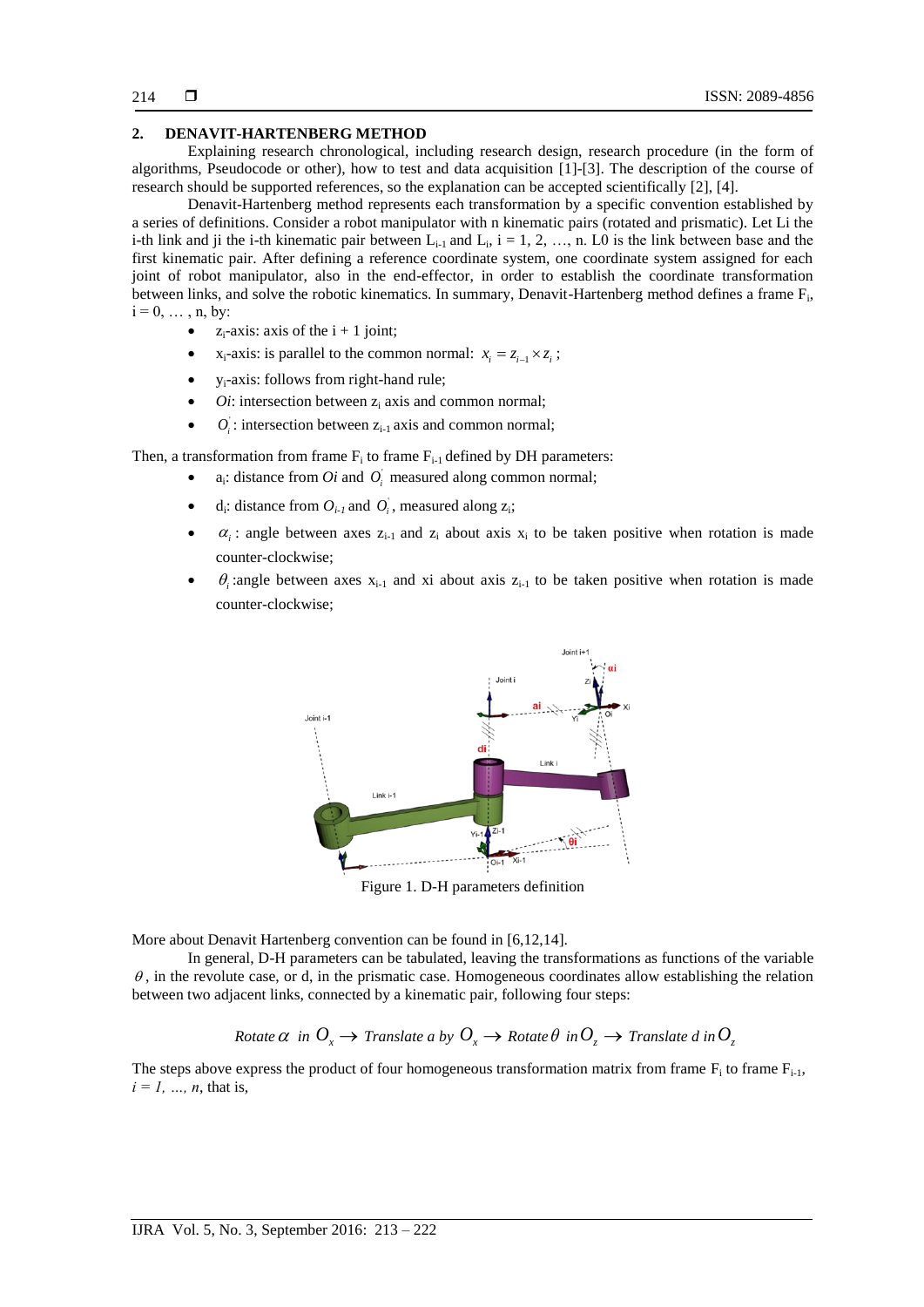## 2. DENAVIT-HARTENBERG METHOD

Explaining research chronological, including research design, research procedure (in the form of algorithms, Pseudocode or other), how to test and data acquisition [1]-[3]. The description of the course of research should be supported references, so the explanation can be accepted scientifically [2], [4].

Denavit-Hartenberg method represents each transformation by a specific convention established by a series of definitions. Consider a robot manipulator with n kinematic pairs (rotated and prismatic). Let Li the i-th link and ji the i-th kinematic pair between $L_{i-1}$ and $L_i$, i = 1, 2, …, n. L0 is the link between base and the first kinematic pair. After defining a reference coordinate system, one coordinate system assigned for each joint of robot manipulator, also in the end-effector, in order to establish the coordinate transformation between links, and solve the robotic kinematics. In summary, Denavit-Hartenberg method defines a frame $F_i$, i = 0, … , n, by:

- $z_i$-axis: axis of the i + 1 joint;
- $x_i$-axis: is parallel to the common normal: $x_i = z_{i-1} \times z_i$;
- $y_i$-axis: follows from right-hand rule;
- *Oi*: intersection between $z_i$ axis and common normal;
- $O_i^{'}$: intersection between $z_{i-1}$ axis and common normal;

Then, a transformation from frame $F_i$ to frame $F_{i-1}$ defined by DH parameters:

- $a_i$: distance from *Oi* and $O_i^{'}$ measured along common normal;
- $d_i$: distance from $O_{i-1}$ and $O_i^{'}$, measured along $z_i$;
- $\alpha_i$: angle between axes $z_{i-1}$ and $z_i$ about axis $x_i$ to be taken positive when rotation is made counter-clockwise;
- $\theta_i$:angle between axes $x_{i-1}$ and xi about axis $z_{i-1}$ to be taken positive when rotation is made counter-clockwise;

Figure 1. D-H parameters definition

More about Denavit Hartenberg convention can be found in [6,12,14].

In general, D-H parameters can be tabulated, leaving the transformations as functions of the variable $\theta$, in the revolute case, or d, in the prismatic case. Homogeneous coordinates allow establishing the relation between two adjacent links, connected by a kinematic pair, following four steps:

$$Rotate\ \alpha\ \ in\ O_x \rightarrow Translate\ a\ by\ O_x \rightarrow Rotate\ \theta\ \ in\ O_z \rightarrow Translate\ d\ in\ O_z$$

The steps above express the product of four homogeneous transformation matrix from frame $F_i$ to frame $F_{i-1}$, $i = 1, \ldots, n$, that is,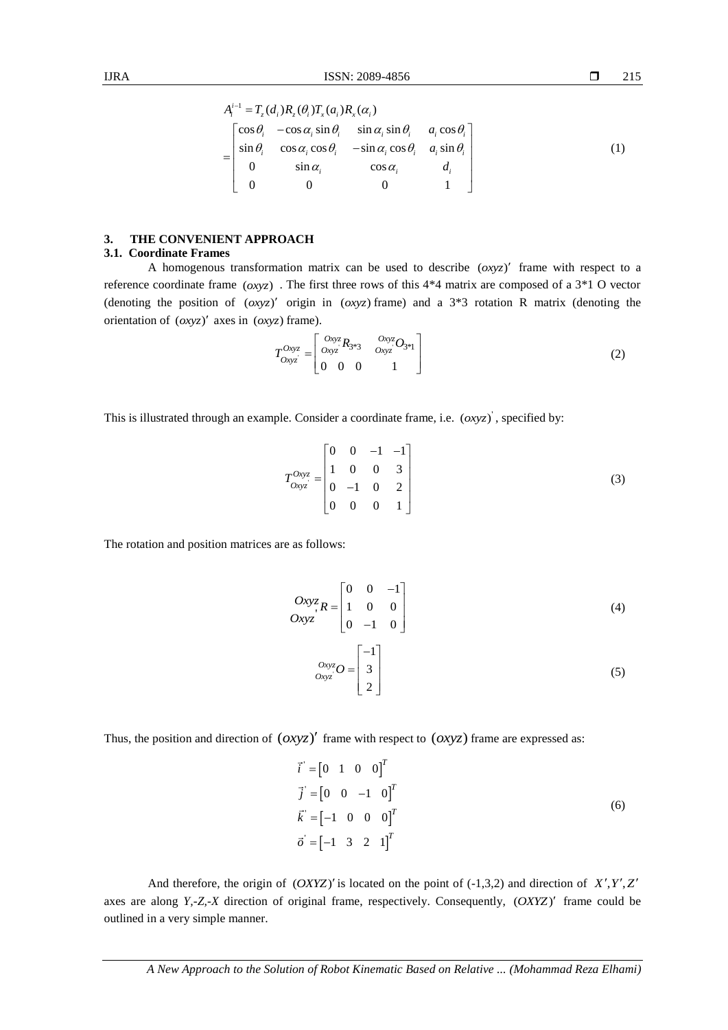$$A_i^{i-1} = T_z(d_i)R_z(\theta_i)T_x(a_i)R_x(\alpha_i)$$
$$= \begin{bmatrix} \cos\theta_i & -\cos\alpha_i \sin\theta_i & \sin\alpha_i \sin\theta_i & a_i \cos\theta_i \\ \sin\theta_i & \cos\alpha_i \cos\theta_i & -\sin\alpha_i \cos\theta_i & a_i \sin\theta_i \\ 0 & \sin\alpha_i & \cos\alpha_i & d_i \\ 0 & 0 & 0 & 1 \end{bmatrix} \tag{1}$$

## 3. THE CONVENIENT APPROACH

### 3.1. Coordinate Frames

A homogenous transformation matrix can be used to describe $(oxyz)'$ frame with respect to a reference coordinate frame $(oxyz)$ . The first three rows of this 4*4 matrix are composed of a 3*1 O vector (denoting the position of $(oxyz)'$ origin in $(oxyz)$ frame) and a 3*3 rotation R matrix (denoting the orientation of $(oxyz)'$ axes in $(oxyz)$ frame).

$$T_{Oxyz'}^{Oxyz} = \begin{bmatrix} {}_{Oxyz'}^{Oxyz}R_{3*3} & {}_{Oxyz'}^{Oxyz}O_{3*1} \\ 0 \quad 0 \quad 0 & 1 \end{bmatrix} \tag{2}$$

This is illustrated through an example. Consider a coordinate frame, i.e. $(oxyz)'$, specified by:

$$T_{Oxyz'}^{Oxyz} = \begin{bmatrix} 0 & 0 & -1 & -1 \\ 1 & 0 & 0 & 3 \\ 0 & -1 & 0 & 2 \\ 0 & 0 & 0 & 1 \end{bmatrix} \tag{3}$$

The rotation and position matrices are as follows:

$${}_{Oxyz'}^{Oxyz}R = \begin{bmatrix} 0 & 0 & -1 \\ 1 & 0 & 0 \\ 0 & -1 & 0 \end{bmatrix} \tag{4}$$

$${}_{Oxyz'}^{Oxyz}O = \begin{bmatrix} -1 \\ 3 \\ 2 \end{bmatrix} \tag{5}$$

Thus, the position and direction of $(oxyz)'$ frame with respect to $(oxyz)$ frame are expressed as:

$$\begin{aligned} \vec{i}' &= \begin{bmatrix} 0 & 1 & 0 & 0 \end{bmatrix}^T \\ \vec{j}' &= \begin{bmatrix} 0 & 0 & -1 & 0 \end{bmatrix}^T \\ \vec{k}' &= \begin{bmatrix} -1 & 0 & 0 & 0 \end{bmatrix}^T \\ \vec{o}' &= \begin{bmatrix} -1 & 3 & 2 & 1 \end{bmatrix}^T \end{aligned} \tag{6}$$

And therefore, the origin of $(OXYZ)'$ is located on the point of (-1,3,2) and direction of $X', Y', Z'$ axes are along *Y,-Z,-X* direction of original frame, respectively. Consequently, $(OXYZ)'$ frame could be outlined in a very simple manner.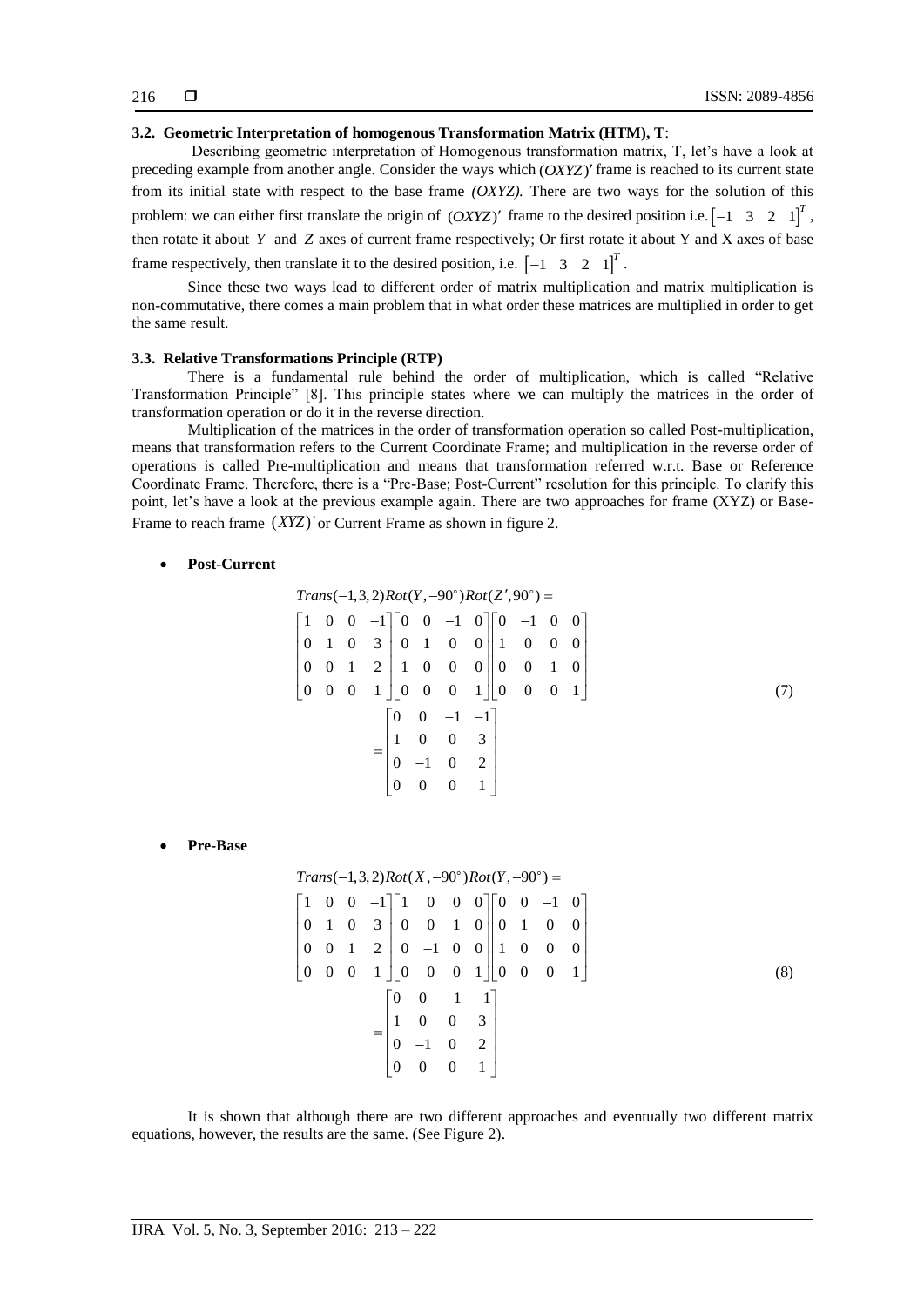### 3.2. Geometric Interpretation of homogenous Transformation Matrix (HTM), T:

Describing geometric interpretation of Homogenous transformation matrix, T, let's have a look at preceding example from another angle. Consider the ways which $(OXYZ)'$ frame is reached to its current state from its initial state with respect to the base frame *(OXYZ)*. There are two ways for the solution of this problem: we can either first translate the origin of $(OXYZ)'$ frame to the desired position i.e. $\begin{bmatrix}-1 & 3 & 2 & 1\end{bmatrix}^T$, then rotate it about $Y$ and $Z$ axes of current frame respectively; Or first rotate it about Y and X axes of base frame respectively, then translate it to the desired position, i.e. $\begin{bmatrix}-1 & 3 & 2 & 1\end{bmatrix}^T$.

Since these two ways lead to different order of matrix multiplication and matrix multiplication is non-commutative, there comes a main problem that in what order these matrices are multiplied in order to get the same result.

### 3.3. Relative Transformations Principle (RTP)

There is a fundamental rule behind the order of multiplication, which is called "Relative Transformation Principle" [8]. This principle states where we can multiply the matrices in the order of transformation operation or do it in the reverse direction.

Multiplication of the matrices in the order of transformation operation so called Post-multiplication, means that transformation refers to the Current Coordinate Frame; and multiplication in the reverse order of operations is called Pre-multiplication and means that transformation referred w.r.t. Base or Reference Coordinate Frame. Therefore, there is a "Pre-Base; Post-Current" resolution for this principle. To clarify this point, let's have a look at the previous example again. There are two approaches for frame (XYZ) or Base-Frame to reach frame $(XYZ)'$ or Current Frame as shown in figure 2.

- **Post-Current**

$$
\begin{aligned}
&Trans(-1,3,2)Rot(Y,-90^\circ)Rot(Z',90^\circ) = \\
&\begin{bmatrix}1 & 0 & 0 & -1\\ 0 & 1 & 0 & 3\\ 0 & 0 & 1 & 2\\ 0 & 0 & 0 & 1\end{bmatrix}
\begin{bmatrix}0 & 0 & -1 & 0\\ 0 & 1 & 0 & 0\\ 1 & 0 & 0 & 0\\ 0 & 0 & 0 & 1\end{bmatrix}
\begin{bmatrix}0 & -1 & 0 & 0\\ 1 & 0 & 0 & 0\\ 0 & 0 & 1 & 0\\ 0 & 0 & 0 & 1\end{bmatrix} \\
&= \begin{bmatrix}0 & 0 & -1 & -1\\ 1 & 0 & 0 & 3\\ 0 & -1 & 0 & 2\\ 0 & 0 & 0 & 1\end{bmatrix}
\end{aligned}
\tag{7}
$$

- **Pre-Base**

$$
\begin{aligned}
&Trans(-1,3,2)Rot(X,-90^\circ)Rot(Y,-90^\circ) = \\
&\begin{bmatrix}1 & 0 & 0 & -1\\ 0 & 1 & 0 & 3\\ 0 & 0 & 1 & 2\\ 0 & 0 & 0 & 1\end{bmatrix}
\begin{bmatrix}1 & 0 & 0 & 0\\ 0 & 0 & 1 & 0\\ 0 & -1 & 0 & 0\\ 0 & 0 & 0 & 1\end{bmatrix}
\begin{bmatrix}0 & 0 & -1 & 0\\ 0 & 1 & 0 & 0\\ 1 & 0 & 0 & 0\\ 0 & 0 & 0 & 1\end{bmatrix} \\
&= \begin{bmatrix}0 & 0 & -1 & -1\\ 1 & 0 & 0 & 3\\ 0 & -1 & 0 & 2\\ 0 & 0 & 0 & 1\end{bmatrix}
\end{aligned}
\tag{8}
$$

It is shown that although there are two different approaches and eventually two different matrix equations, however, the results are the same. (See Figure 2).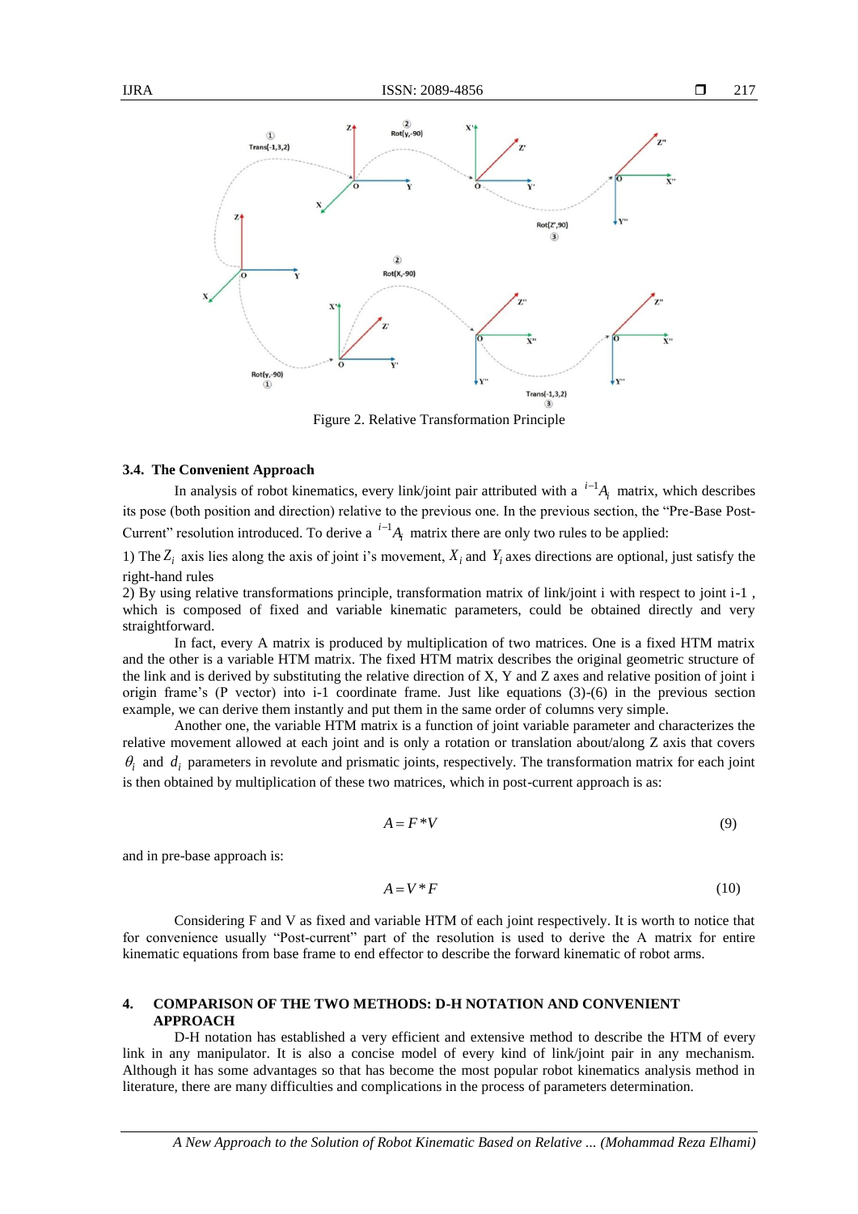Figure 2. Relative Transformation Principle

### 3.4. The Convenient Approach

In analysis of robot kinematics, every link/joint pair attributed with a ${}^{i-1}A_i$ matrix, which describes its pose (both position and direction) relative to the previous one. In the previous section, the "Pre-Base Post-Current" resolution introduced. To derive a ${}^{i-1}A_i$ matrix there are only two rules to be applied:

1) The $Z_i$ axis lies along the axis of joint i's movement, $X_i$ and $Y_i$ axes directions are optional, just satisfy the right-hand rules

2) By using relative transformations principle, transformation matrix of link/joint i with respect to joint i-1 , which is composed of fixed and variable kinematic parameters, could be obtained directly and very straightforward.

In fact, every A matrix is produced by multiplication of two matrices. One is a fixed HTM matrix and the other is a variable HTM matrix. The fixed HTM matrix describes the original geometric structure of the link and is derived by substituting the relative direction of X, Y and Z axes and relative position of joint i origin frame's (P vector) into i-1 coordinate frame. Just like equations (3)-(6) in the previous section example, we can derive them instantly and put them in the same order of columns very simple.

Another one, the variable HTM matrix is a function of joint variable parameter and characterizes the relative movement allowed at each joint and is only a rotation or translation about/along Z axis that covers $\theta_i$ and $d_i$ parameters in revolute and prismatic joints, respectively. The transformation matrix for each joint is then obtained by multiplication of these two matrices, which in post-current approach is as:

$$A = F * V \tag{9}$$

and in pre-base approach is:

$$A = V * F \tag{10}$$

Considering F and V as fixed and variable HTM of each joint respectively. It is worth to notice that for convenience usually "Post-current" part of the resolution is used to derive the A matrix for entire kinematic equations from base frame to end effector to describe the forward kinematic of robot arms.

## 4. COMPARISON OF THE TWO METHODS: D-H NOTATION AND CONVENIENT APPROACH

D-H notation has established a very efficient and extensive method to describe the HTM of every link in any manipulator. It is also a concise model of every kind of link/joint pair in any mechanism. Although it has some advantages so that has become the most popular robot kinematics analysis method in literature, there are many difficulties and complications in the process of parameters determination.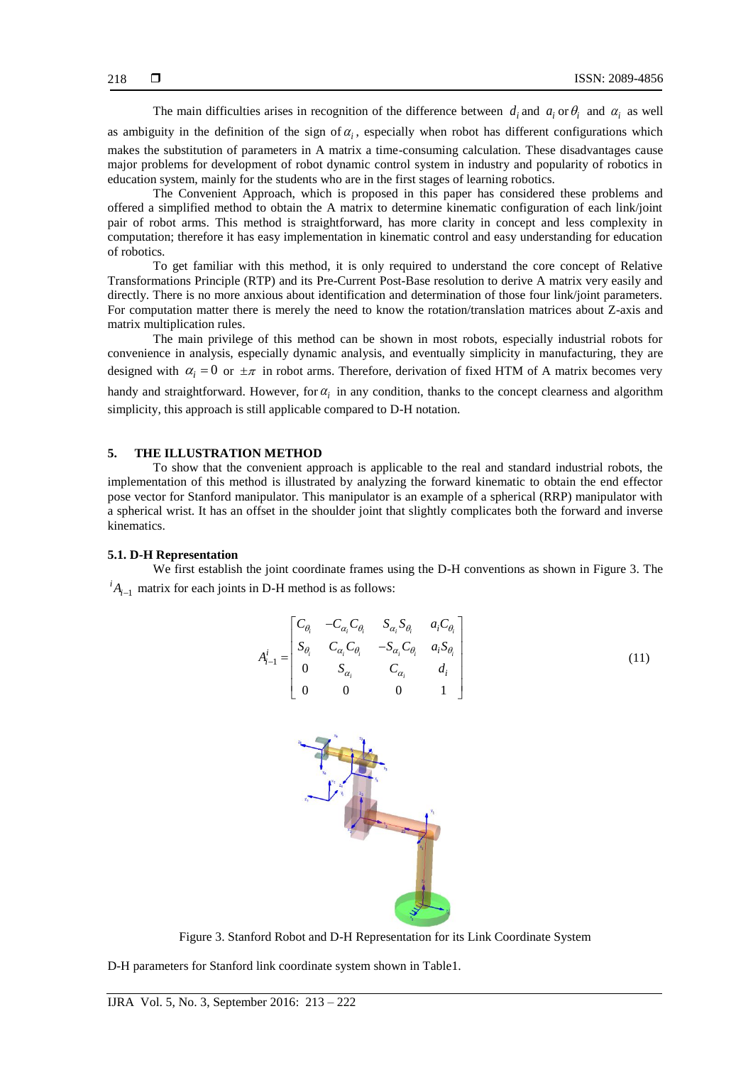The main difficulties arises in recognition of the difference between $d_i$ and $a_i$ or $\theta_i$ and $\alpha_i$ as well as ambiguity in the definition of the sign of $\alpha_i$, especially when robot has different configurations which makes the substitution of parameters in A matrix a time-consuming calculation. These disadvantages cause major problems for development of robot dynamic control system in industry and popularity of robotics in education system, mainly for the students who are in the first stages of learning robotics.

The Convenient Approach, which is proposed in this paper has considered these problems and offered a simplified method to obtain the A matrix to determine kinematic configuration of each link/joint pair of robot arms. This method is straightforward, has more clarity in concept and less complexity in computation; therefore it has easy implementation in kinematic control and easy understanding for education of robotics.

To get familiar with this method, it is only required to understand the core concept of Relative Transformations Principle (RTP) and its Pre-Current Post-Base resolution to derive A matrix very easily and directly. There is no more anxious about identification and determination of those four link/joint parameters. For computation matter there is merely the need to know the rotation/translation matrices about Z-axis and matrix multiplication rules.

The main privilege of this method can be shown in most robots, especially industrial robots for convenience in analysis, especially dynamic analysis, and eventually simplicity in manufacturing, they are designed with $\alpha_i = 0$ or $\pm\pi$ in robot arms. Therefore, derivation of fixed HTM of A matrix becomes very handy and straightforward. However, for $\alpha_i$ in any condition, thanks to the concept clearness and algorithm simplicity, this approach is still applicable compared to D-H notation.

## 5. THE ILLUSTRATION METHOD

To show that the convenient approach is applicable to the real and standard industrial robots, the implementation of this method is illustrated by analyzing the forward kinematic to obtain the end effector pose vector for Stanford manipulator. This manipulator is an example of a spherical (RRP) manipulator with a spherical wrist. It has an offset in the shoulder joint that slightly complicates both the forward and inverse kinematics.

### 5.1. D-H Representation

We first establish the joint coordinate frames using the D-H conventions as shown in Figure 3. The ${}^{i}A_{i-1}$ matrix for each joints in D-H method is as follows:

$$A_{i-1}^{i} = \begin{bmatrix} C_{\theta_i} & -C_{\alpha_i}C_{\theta_i} & S_{\alpha_i}S_{\theta_i} & a_i C_{\theta_i} \\ S_{\theta_i} & C_{\alpha_i}C_{\theta_i} & -S_{\alpha_i}C_{\theta_i} & a_i S_{\theta_i} \\ 0 & S_{\alpha_i} & C_{\alpha_i} & d_i \\ 0 & 0 & 0 & 1 \end{bmatrix} \tag{11}$$

Figure 3. Stanford Robot and D-H Representation for its Link Coordinate System

D-H parameters for Stanford link coordinate system shown in Table1.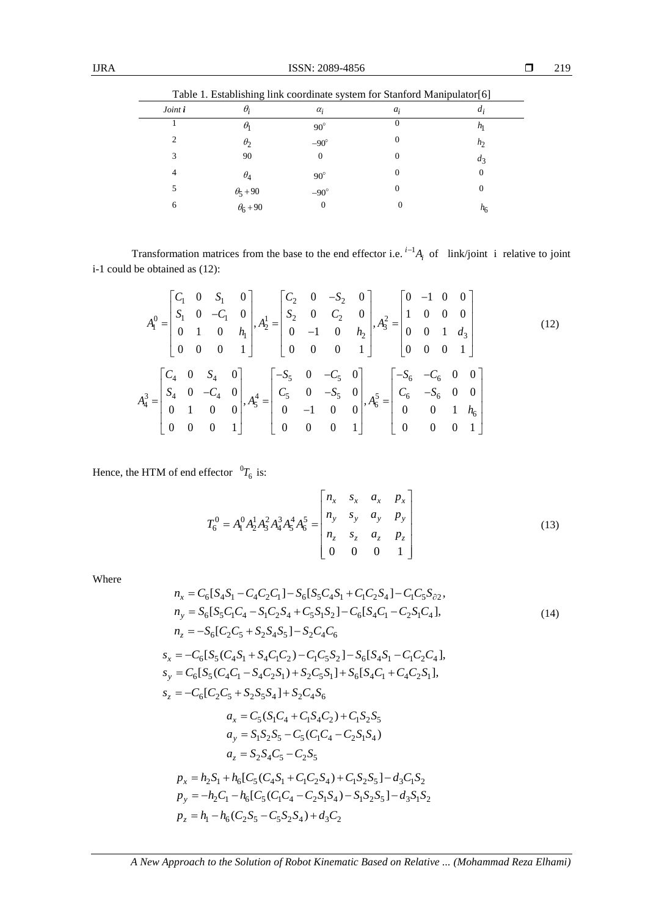Table 1. Establishing link coordinate system for Stanford Manipulator[6]

| *Joint i* | $\theta_i$ | $\alpha_i$ | $a_i$ | $d_i$ |
|---|---|---|---|---|
| 1 | $\theta_1$ | $90^\circ$ | 0 | $h_1$ |
| 2 | $\theta_2$ | $-90^\circ$ | 0 | $h_2$ |
| 3 | 90 | 0 | 0 | $d_3$ |
| 4 | $\theta_4$ | $90^\circ$ | 0 | 0 |
| 5 | $\theta_5+90$ | $-90^\circ$ | 0 | 0 |
| 6 | $\theta_6+90$ | 0 | 0 | $h_6$ |

Transformation matrices from the base to the end effector i.e. ${}^{i-1}A_i$ of link/joint i relative to joint i-1 could be obtained as (12):

$$A_1^0=\begin{bmatrix} C_1 & 0 & S_1 & 0 \\ S_1 & 0 & -C_1 & 0 \\ 0 & 1 & 0 & h_1 \\ 0 & 0 & 0 & 1 \end{bmatrix}, A_2^1=\begin{bmatrix} C_2 & 0 & -S_2 & 0 \\ S_2 & 0 & C_2 & 0 \\ 0 & -1 & 0 & h_2 \\ 0 & 0 & 0 & 1 \end{bmatrix}, A_3^2=\begin{bmatrix} 0 & -1 & 0 & 0 \\ 1 & 0 & 0 & 0 \\ 0 & 0 & 1 & d_3 \\ 0 & 0 & 0 & 1 \end{bmatrix}$$
$$A_4^3=\begin{bmatrix} C_4 & 0 & S_4 & 0 \\ S_4 & 0 & -C_4 & 0 \\ 0 & 1 & 0 & 0 \\ 0 & 0 & 0 & 1 \end{bmatrix}, A_5^4=\begin{bmatrix} -S_5 & 0 & -C_5 & 0 \\ C_5 & 0 & -S_5 & 0 \\ 0 & -1 & 0 & 0 \\ 0 & 0 & 0 & 1 \end{bmatrix}, A_6^5=\begin{bmatrix} -S_6 & -C_6 & 0 & 0 \\ C_6 & -S_6 & 0 & 0 \\ 0 & 0 & 1 & h_6 \\ 0 & 0 & 0 & 1 \end{bmatrix} \quad (12)$$

Hence, the HTM of end effector ${}^0T_6$ is:

$$T_6^0=A_1^0A_2^1A_3^2A_4^3A_5^4A_6^5=\begin{bmatrix} n_x & s_x & a_x & p_x \\ n_y & s_y & a_y & p_y \\ n_z & s_z & a_z & p_z \\ 0 & 0 & 0 & 1 \end{bmatrix} \quad (13)$$

Where

$$\begin{aligned} n_x &= C_6[S_4S_1-C_4C_2C_1]-S_6[S_5C_4S_1+C_1C_2S_4]-C_1C_5S_{\partial 2}, \\ n_y &= S_6[S_5C_1C_4-S_1C_2S_4+C_5S_1S_2]-C_6[S_4C_1-C_2S_1C_4], \\ n_z &= -S_6[C_2C_5+S_2S_4S_5]-S_2C_4C_6 \end{aligned} \quad (14)$$

$$\begin{aligned} s_x &= -C_6[S_5(C_4S_1+S_4C_1C_2)-C_1C_5S_2]-S_6[S_4S_1-C_1C_2C_4], \\ s_y &= C_6[S_5(C_4C_1-S_4C_2S_1)+S_2C_5S_1]+S_6[S_4C_1+C_4C_2S_1], \\ s_z &= -C_6[C_2C_5+S_2S_5S_4]+S_2C_4S_6 \end{aligned}$$

$$\begin{aligned} a_x &= C_5(S_1C_4+C_1S_4C_2)+C_1S_2S_5 \\ a_y &= S_1S_2S_5-C_5(C_1C_4-C_2S_1S_4) \\ a_z &= S_2S_4C_5-C_2S_5 \end{aligned}$$

$$\begin{aligned} p_x &= h_2S_1+h_6[C_5(C_4S_1+C_1C_2S_4)+C_1S_2S_5]-d_3C_1S_2 \\ p_y &= -h_2C_1-h_6[C_5(C_1C_4-C_2S_1S_4)-S_1S_2S_5]-d_3S_1S_2 \\ p_z &= h_1-h_6(C_2S_5-C_5S_2S_4)+d_3C_2 \end{aligned}$$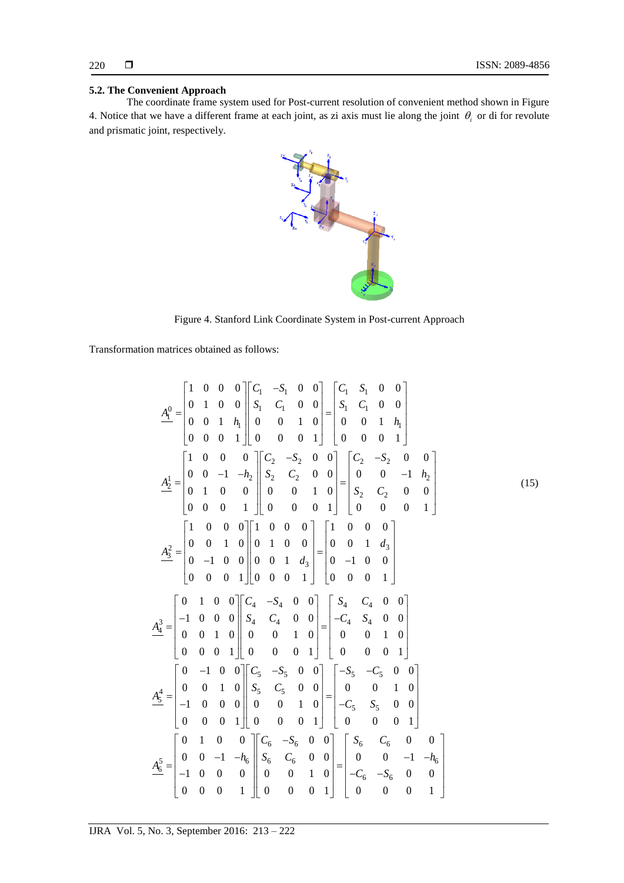### 5.2. The Convenient Approach

The coordinate frame system used for Post-current resolution of convenient method shown in Figure 4. Notice that we have a different frame at each joint, as zi axis must lie along the joint $\theta_i$ or di for revolute and prismatic joint, respectively.

Figure 4. Stanford Link Coordinate System in Post-current Approach

Transformation matrices obtained as follows:

$$
\begin{aligned}
\underline{A_1^0} &= \begin{bmatrix} 1 & 0 & 0 & 0 \\ 0 & 1 & 0 & 0 \\ 0 & 0 & 1 & h_1 \\ 0 & 0 & 0 & 1 \end{bmatrix} \begin{bmatrix} C_1 & -S_1 & 0 & 0 \\ S_1 & C_1 & 0 & 0 \\ 0 & 0 & 1 & 0 \\ 0 & 0 & 0 & 1 \end{bmatrix} = \begin{bmatrix} C_1 & S_1 & 0 & 0 \\ S_1 & C_1 & 0 & 0 \\ 0 & 0 & 1 & h_1 \\ 0 & 0 & 0 & 1 \end{bmatrix} \\
\underline{A_2^1} &= \begin{bmatrix} 1 & 0 & 0 & 0 \\ 0 & 0 & -1 & -h_2 \\ 0 & 1 & 0 & 0 \\ 0 & 0 & 0 & 1 \end{bmatrix} \begin{bmatrix} C_2 & -S_2 & 0 & 0 \\ S_2 & C_2 & 0 & 0 \\ 0 & 0 & 1 & 0 \\ 0 & 0 & 0 & 1 \end{bmatrix} = \begin{bmatrix} C_2 & -S_2 & 0 & 0 \\ 0 & 0 & -1 & h_2 \\ S_2 & C_2 & 0 & 0 \\ 0 & 0 & 0 & 1 \end{bmatrix} \\
\underline{A_3^2} &= \begin{bmatrix} 1 & 0 & 0 & 0 \\ 0 & 0 & 1 & 0 \\ 0 & -1 & 0 & 0 \\ 0 & 0 & 0 & 1 \end{bmatrix} \begin{bmatrix} 1 & 0 & 0 & 0 \\ 0 & 1 & 0 & 0 \\ 0 & 0 & 1 & d_3 \\ 0 & 0 & 0 & 1 \end{bmatrix} = \begin{bmatrix} 1 & 0 & 0 & 0 \\ 0 & 0 & 1 & d_3 \\ 0 & -1 & 0 & 0 \\ 0 & 0 & 0 & 1 \end{bmatrix} \\
\underline{A_4^3} &= \begin{bmatrix} 0 & 1 & 0 & 0 \\ -1 & 0 & 0 & 0 \\ 0 & 0 & 1 & 0 \\ 0 & 0 & 0 & 1 \end{bmatrix} \begin{bmatrix} C_4 & -S_4 & 0 & 0 \\ S_4 & C_4 & 0 & 0 \\ 0 & 0 & 1 & 0 \\ 0 & 0 & 0 & 1 \end{bmatrix} = \begin{bmatrix} S_4 & C_4 & 0 & 0 \\ -C_4 & S_4 & 0 & 0 \\ 0 & 0 & 1 & 0 \\ 0 & 0 & 0 & 1 \end{bmatrix} \\
\underline{A_5^4} &= \begin{bmatrix} 0 & -1 & 0 & 0 \\ 0 & 0 & 1 & 0 \\ -1 & 0 & 0 & 0 \\ 0 & 0 & 0 & 1 \end{bmatrix} \begin{bmatrix} C_5 & -S_5 & 0 & 0 \\ S_5 & C_5 & 0 & 0 \\ 0 & 0 & 1 & 0 \\ 0 & 0 & 0 & 1 \end{bmatrix} = \begin{bmatrix} -S_5 & -C_5 & 0 & 0 \\ 0 & 0 & 1 & 0 \\ -C_5 & S_5 & 0 & 0 \\ 0 & 0 & 0 & 1 \end{bmatrix} \\
\underline{A_6^5} &= \begin{bmatrix} 0 & 1 & 0 & 0 \\ 0 & 0 & -1 & -h_6 \\ -1 & 0 & 0 & 0 \\ 0 & 0 & 0 & 1 \end{bmatrix} \begin{bmatrix} C_6 & -S_6 & 0 & 0 \\ S_6 & C_6 & 0 & 0 \\ 0 & 0 & 1 & 0 \\ 0 & 0 & 0 & 1 \end{bmatrix} = \begin{bmatrix} S_6 & C_6 & 0 & 0 \\ 0 & 0 & -1 & -h_6 \\ -C_6 & -S_6 & 0 & 0 \\ 0 & 0 & 0 & 1 \end{bmatrix}
\end{aligned} \tag{15}
$$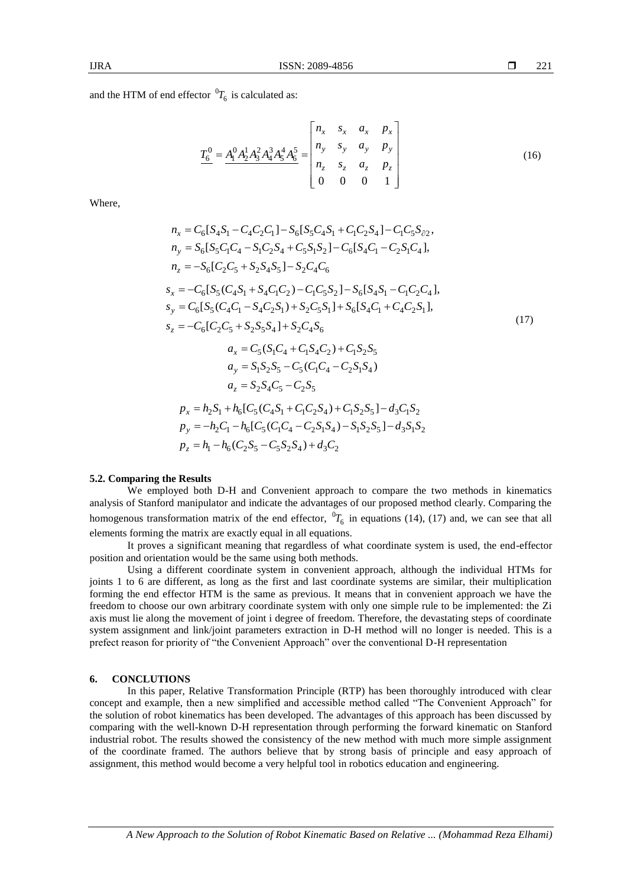and the HTM of end effector ${}^{0}T_{6}$ is calculated as:

$$\underline{T_6^0 = A_1^0 A_2^1 A_3^2 A_4^3 A_5^4 A_6^5} = \begin{bmatrix} n_x & s_x & a_x & p_x \\ n_y & s_y & a_y & p_y \\ n_z & s_z & a_z & p_z \\ 0 & 0 & 0 & 1 \end{bmatrix} \tag{16}$$

Where,

$$\begin{aligned}
n_x &= C_6[S_4S_1 - C_4C_2C_1] - S_6[S_5C_4S_1 + C_1C_2S_4] - C_1C_5S_{\partial 2}, \\
n_y &= S_6[S_5C_1C_4 - S_1C_2S_4 + C_5S_1S_2] - C_6[S_4C_1 - C_2S_1C_4], \\
n_z &= -S_6[C_2C_5 + S_2S_4S_5] - S_2C_4C_6 \\
s_x &= -C_6[S_5(C_4S_1 + S_4C_1C_2) - C_1C_5S_2] - S_6[S_4S_1 - C_1C_2C_4], \\
s_y &= C_6[S_5(C_4C_1 - S_4C_2S_1) + S_2C_5S_1] + S_6[S_4C_1 + C_4C_2S_1], \\
s_z &= -C_6[C_2C_5 + S_2S_5S_4] + S_2C_4S_6 \\
a_x &= C_5(S_1C_4 + C_1S_4C_2) + C_1S_2S_5 \\
a_y &= S_1S_2S_5 - C_5(C_1C_4 - C_2S_1S_4) \\
a_z &= S_2S_4C_5 - C_2S_5 \\
p_x &= h_2S_1 + h_6[C_5(C_4S_1 + C_1C_2S_4) + C_1S_2S_5] - d_3C_1S_2 \\
p_y &= -h_2C_1 - h_6[C_5(C_1C_4 - C_2S_1S_4) - S_1S_2S_5] - d_3S_1S_2 \\
p_z &= h_1 - h_6(C_2S_5 - C_5S_2S_4) + d_3C_2
\end{aligned} \tag{17}$$

### 5.2. Comparing the Results

We employed both D-H and Convenient approach to compare the two methods in kinematics analysis of Stanford manipulator and indicate the advantages of our proposed method clearly. Comparing the homogenous transformation matrix of the end effector, ${}^{0}T_{6}$ in equations (14), (17) and, we can see that all elements forming the matrix are exactly equal in all equations.

It proves a significant meaning that regardless of what coordinate system is used, the end-effector position and orientation would be the same using both methods.

Using a different coordinate system in convenient approach, although the individual HTMs for joints 1 to 6 are different, as long as the first and last coordinate systems are similar, their multiplication forming the end effector HTM is the same as previous. It means that in convenient approach we have the freedom to choose our own arbitrary coordinate system with only one simple rule to be implemented: the Zi axis must lie along the movement of joint i degree of freedom. Therefore, the devastating steps of coordinate system assignment and link/joint parameters extraction in D-H method will no longer is needed. This is a prefect reason for priority of "the Convenient Approach" over the conventional D-H representation

## 6. CONCLUTIONS

In this paper, Relative Transformation Principle (RTP) has been thoroughly introduced with clear concept and example, then a new simplified and accessible method called "The Convenient Approach" for the solution of robot kinematics has been developed. The advantages of this approach has been discussed by comparing with the well-known D-H representation through performing the forward kinematic on Stanford industrial robot. The results showed the consistency of the new method with much more simple assignment of the coordinate framed. The authors believe that by strong basis of principle and easy approach of assignment, this method would become a very helpful tool in robotics education and engineering.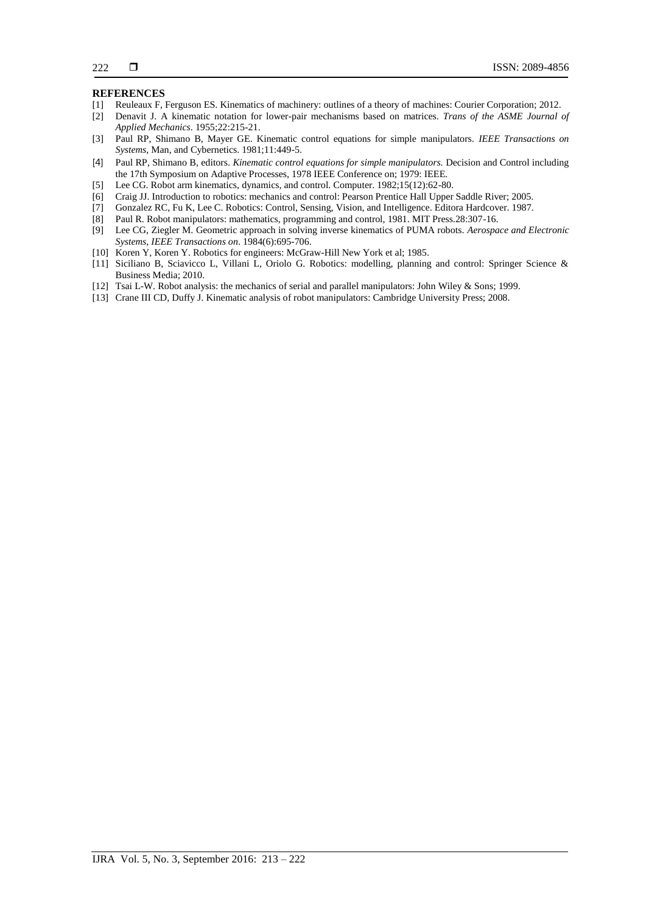**REFERENCES**

[1] Reuleaux F, Ferguson ES. Kinematics of machinery: outlines of a theory of machines: Courier Corporation; 2012.

[2] Denavit J. A kinematic notation for lower-pair mechanisms based on matrices. *Trans of the ASME Journal of Applied Mechanics*. 1955;22:215-21.

[3] Paul RP, Shimano B, Mayer GE. Kinematic control equations for simple manipulators. *IEEE Transactions on Systems*, Man, and Cybernetics. 1981;11:449-5.

[4] Paul RP, Shimano B, editors. *Kinematic control equations for simple manipulators.* Decision and Control including the 17th Symposium on Adaptive Processes, 1978 IEEE Conference on; 1979: IEEE.

[5] Lee CG. Robot arm kinematics, dynamics, and control. Computer. 1982;15(12):62-80.

[6] Craig JJ. Introduction to robotics: mechanics and control: Pearson Prentice Hall Upper Saddle River; 2005.

[7] Gonzalez RC, Fu K, Lee C. Robotics: Control, Sensing, Vision, and Intelligence. Editora Hardcover. 1987.

[8] Paul R. Robot manipulators: mathematics, programming and control, 1981. MIT Press.28:307-16.

[9] Lee CG, Ziegler M. Geometric approach in solving inverse kinematics of PUMA robots. *Aerospace and Electronic Systems, IEEE Transactions on*. 1984(6):695-706.

[10] Koren Y, Koren Y. Robotics for engineers: McGraw-Hill New York et al; 1985.

[11] Siciliano B, Sciavicco L, Villani L, Oriolo G. Robotics: modelling, planning and control: Springer Science & Business Media; 2010.

[12] Tsai L-W. Robot analysis: the mechanics of serial and parallel manipulators: John Wiley & Sons; 1999.

[13] Crane III CD, Duffy J. Kinematic analysis of robot manipulators: Cambridge University Press; 2008.